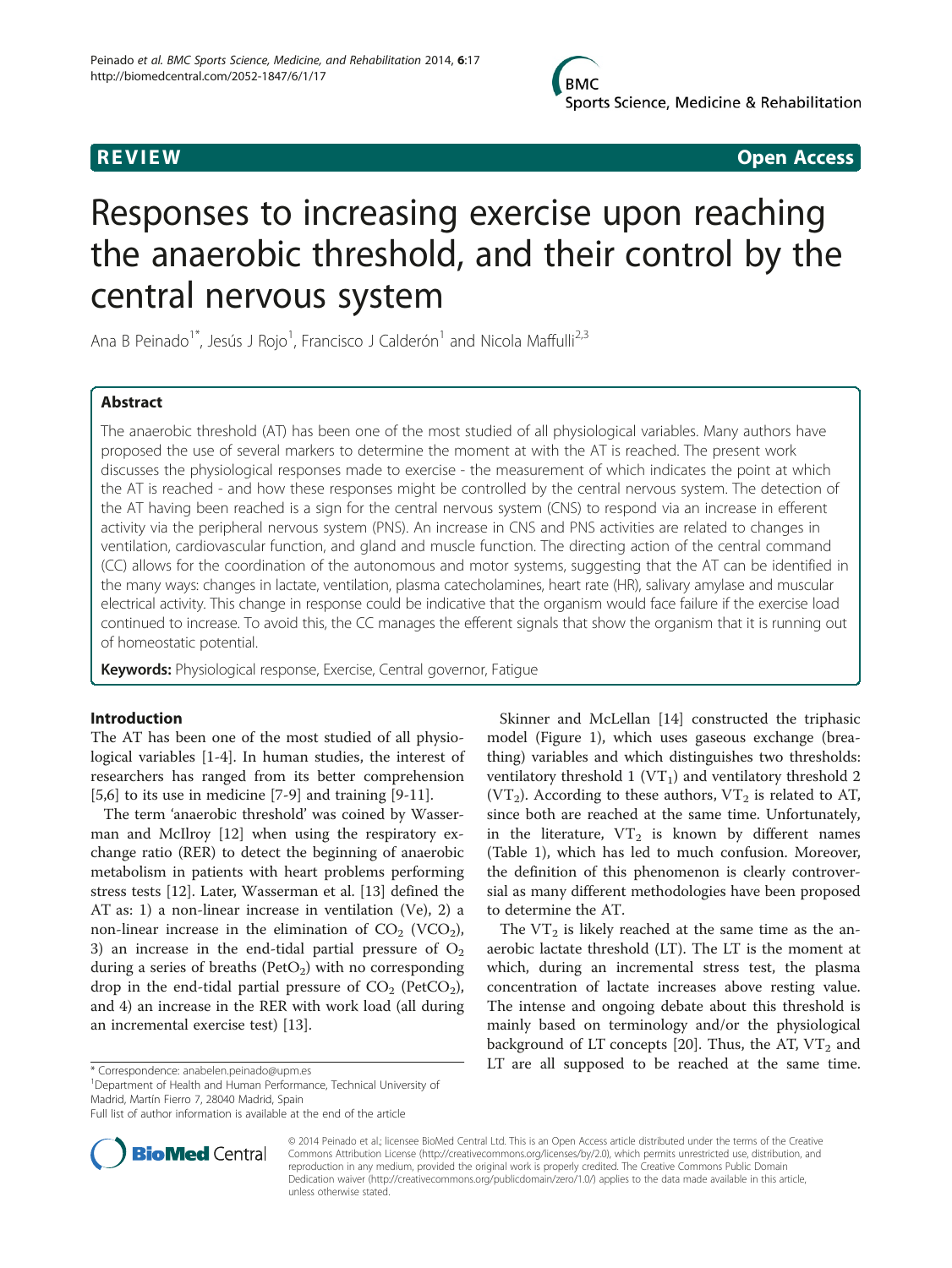REVIEW Open Access

# Responses to increasing exercise upon reaching the anaerobic threshold, and their control by the central nervous system

Ana B Peinado[1*], Jesús J Rojo[1], Francisco J Calderón[1] and Nicola Maffulli[2,3]

## Abstract

The anaerobic threshold (AT) has been one of the most studied of all physiological variables. Many authors have proposed the use of several markers to determine the moment at with the AT is reached. The present work discusses the physiological responses made to exercise - the measurement of which indicates the point at which the AT is reached - and how these responses might be controlled by the central nervous system. The detection of the AT having been reached is a sign for the central nervous system (CNS) to respond via an increase in efferent activity via the peripheral nervous system (PNS). An increase in CNS and PNS activities are related to changes in ventilation, cardiovascular function, and gland and muscle function. The directing action of the central command (CC) allows for the coordination of the autonomous and motor systems, suggesting that the AT can be identified in the many ways: changes in lactate, ventilation, plasma catecholamines, heart rate (HR), salivary amylase and muscular electrical activity. This change in response could be indicative that the organism would face failure if the exercise load continued to increase. To avoid this, the CC manages the efferent signals that show the organism that it is running out of homeostatic potential.

**Keywords:** Physiological response, Exercise, Central governor, Fatigue

## Introduction

The AT has been one of the most studied of all physiological variables [1-4]. In human studies, the interest of researchers has ranged from its better comprehension [5,6] to its use in medicine [7-9] and training [9-11].

The term 'anaerobic threshold' was coined by Wasserman and McIlroy [12] when using the respiratory exchange ratio (RER) to detect the beginning of anaerobic metabolism in patients with heart problems performing stress tests [12]. Later, Wasserman et al. [13] defined the AT as: 1) a non-linear increase in ventilation (Ve), 2) a non-linear increase in the elimination of $CO_2$ ($VCO_2$), 3) an increase in the end-tidal partial pressure of $O_2$ during a series of breaths ($PetO_2$) with no corresponding drop in the end-tidal partial pressure of $CO_2$ ($PetCO_2$), and 4) an increase in the RER with work load (all during an incremental exercise test) [13].

Skinner and McLellan [14] constructed the triphasic model (Figure 1), which uses gaseous exchange (breathing) variables and which distinguishes two thresholds: ventilatory threshold 1 ($VT_1$) and ventilatory threshold 2 ($VT_2$). According to these authors, $VT_2$ is related to AT, since both are reached at the same time. Unfortunately, in the literature, $VT_2$ is known by different names (Table 1), which has led to much confusion. Moreover, the definition of this phenomenon is clearly controversial as many different methodologies have been proposed to determine the AT.

The $VT_2$ is likely reached at the same time as the anaerobic lactate threshold (LT). The LT is the moment at which, during an incremental stress test, the plasma concentration of lactate increases above resting value. The intense and ongoing debate about this threshold is mainly based on terminology and/or the physiological background of LT concepts [20]. Thus, the AT, $VT_2$ and LT are all supposed to be reached at the same time.

\* Correspondence: anabelen.peinado@upm.es
[1]Department of Health and Human Performance, Technical University of Madrid, Martín Fierro 7, 28040 Madrid, Spain
Full list of author information is available at the end of the article

© 2014 Peinado et al.; licensee BioMed Central Ltd. This is an Open Access article distributed under the terms of the Creative Commons Attribution License (http://creativecommons.org/licenses/by/2.0), which permits unrestricted use, distribution, and reproduction in any medium, provided the original work is properly credited. The Creative Commons Public Domain Dedication waiver (http://creativecommons.org/publicdomain/zero/1.0/) applies to the data made available in this article, unless otherwise stated.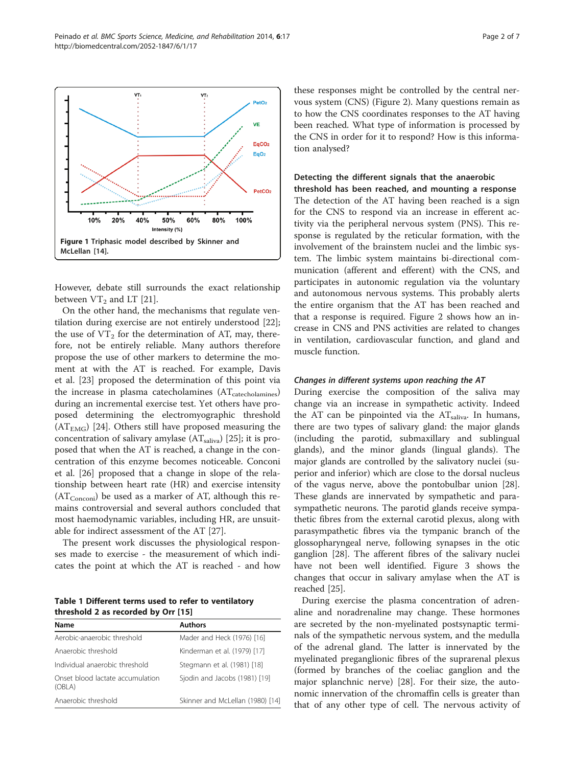Figure 1 Triphasic model described by Skinner and McLellan [14].

However, debate still surrounds the exact relationship between $VT_2$ and LT [21].

On the other hand, the mechanisms that regulate ventilation during exercise are not entirely understood [22]; the use of $VT_2$ for the determination of AT, may, therefore, not be entirely reliable. Many authors therefore propose the use of other markers to determine the moment at with the AT is reached. For example, Davis et al. [23] proposed the determination of this point via the increase in plasma catecholamines ($AT_{catecholamines}$) during an incremental exercise test. Yet others have proposed determining the electromyographic threshold ($AT_{EMG}$) [24]. Others still have proposed measuring the concentration of salivary amylase ($AT_{saliva}$) [25]; it is proposed that when the AT is reached, a change in the concentration of this enzyme becomes noticeable. Conconi et al. [26] proposed that a change in slope of the relationship between heart rate (HR) and exercise intensity ($AT_{Conconi}$) be used as a marker of AT, although this remains controversial and several authors concluded that most haemodynamic variables, including HR, are unsuitable for indirect assessment of the AT [27].

The present work discusses the physiological responses made to exercise - the measurement of which indicates the point at which the AT is reached - and how these responses might be controlled by the central nervous system (CNS) (Figure 2). Many questions remain as to how the CNS coordinates responses to the AT having been reached. What type of information is processed by the CNS in order for it to respond? How is this information analysed?

**Table 1 Different terms used to refer to ventilatory threshold 2 as recorded by Orr [15]**

| Name | Authors |
| --- | --- |
| Aerobic-anaerobic threshold | Mader and Heck (1976) [16] |
| Anaerobic threshold | Kinderman et al. (1979) [17] |
| Individual anaerobic threshold | Stegmann et al. (1981) [18] |
| Onset blood lactate accumulation (OBLA) | Sjodin and Jacobs (1981) [19] |
| Anaerobic threshold | Skinner and McLellan (1980) [14] |

### Detecting the different signals that the anaerobic threshold has been reached, and mounting a response

The detection of the AT having been reached is a sign for the CNS to respond via an increase in efferent activity via the peripheral nervous system (PNS). This response is regulated by the reticular formation, with the involvement of the brainstem nuclei and the limbic system. The limbic system maintains bi-directional communication (afferent and efferent) with the CNS, and participates in autonomic regulation via the voluntary and autonomous nervous systems. This probably alerts the entire organism that the AT has been reached and that a response is required. Figure 2 shows how an increase in CNS and PNS activities are related to changes in ventilation, cardiovascular function, and gland and muscle function.

#### *Changes in different systems upon reaching the AT*

During exercise the composition of the saliva may change via an increase in sympathetic activity. Indeed the AT can be pinpointed via the $AT_{saliva}$. In humans, there are two types of salivary gland: the major glands (including the parotid, submaxillary and sublingual glands), and the minor glands (lingual glands). The major glands are controlled by the salivary nuclei (superior and inferior) which are close to the dorsal nucleus of the vagus nerve, above the pontobulbar union [28]. These glands are innervated by sympathetic and parasympathetic neurons. The parotid glands receive sympathetic fibres from the external carotid plexus, along with parasympathetic fibres via the tympanic branch of the glossopharyngeal nerve, following synapses in the otic ganglion [28]. The afferent fibres of the salivary nuclei have not been well identified. Figure 3 shows the changes that occur in salivary amylase when the AT is reached [25].

During exercise the plasma concentration of adrenaline and noradrenaline may change. These hormones are secreted by the non-myelinated postsynaptic terminals of the sympathetic nervous system, and the medulla of the adrenal gland. The latter is innervated by the myelinated preganglionic fibres of the suprarenal plexus (formed by branches of the coeliac ganglion and the major splanchnic nerve) [28]. For their size, the autonomic innervation of the chromaffin cells is greater than that of any other type of cell. The nervous activity of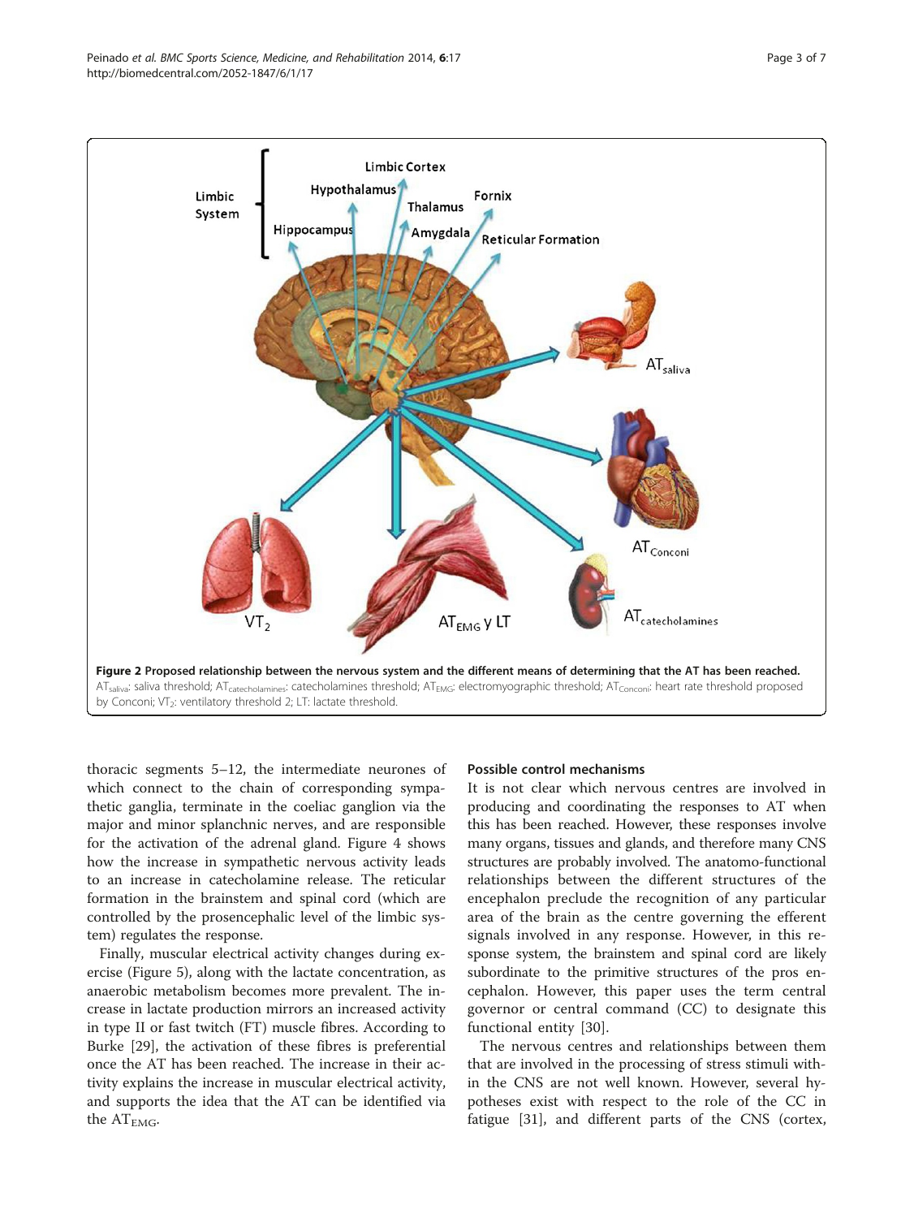**Figure 2 Proposed relationship between the nervous system and the different means of determining that the AT has been reached.** $AT_{saliva}$: saliva threshold; $AT_{catecholamines}$: catecholamines threshold; $AT_{EMG}$: electromyographic threshold; $AT_{Conconi}$: heart rate threshold proposed by Conconi; $VT_2$: ventilatory threshold 2; LT: lactate threshold.

thoracic segments 5–12, the intermediate neurones of which connect to the chain of corresponding sympathetic ganglia, terminate in the coeliac ganglion via the major and minor splanchnic nerves, and are responsible for the activation of the adrenal gland. Figure 4 shows how the increase in sympathetic nervous activity leads to an increase in catecholamine release. The reticular formation in the brainstem and spinal cord (which are controlled by the prosencephalic level of the limbic system) regulates the response.

Finally, muscular electrical activity changes during exercise (Figure 5), along with the lactate concentration, as anaerobic metabolism becomes more prevalent. The increase in lactate production mirrors an increased activity in type II or fast twitch (FT) muscle fibres. According to Burke [29], the activation of these fibres is preferential once the AT has been reached. The increase in their activity explains the increase in muscular electrical activity, and supports the idea that the AT can be identified via the $AT_{EMG}$.

### Possible control mechanisms

It is not clear which nervous centres are involved in producing and coordinating the responses to AT when this has been reached. However, these responses involve many organs, tissues and glands, and therefore many CNS structures are probably involved. The anatomo-functional relationships between the different structures of the encephalon preclude the recognition of any particular area of the brain as the centre governing the efferent signals involved in any response. However, in this response system, the brainstem and spinal cord are likely subordinate to the primitive structures of the pros encephalon. However, this paper uses the term central governor or central command (CC) to designate this functional entity [30].

The nervous centres and relationships between them that are involved in the processing of stress stimuli within the CNS are not well known. However, several hypotheses exist with respect to the role of the CC in fatigue [31], and different parts of the CNS (cortex,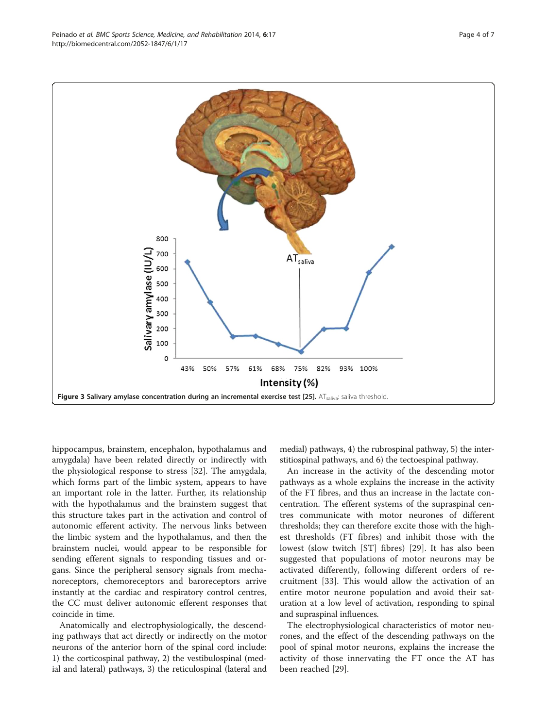Figure 3 Salivary amylase concentration during an incremental exercise test [25]. $AT_{saliva}$: saliva threshold.

hippocampus, brainstem, encephalon, hypothalamus and amygdala) have been related directly or indirectly with the physiological response to stress [32]. The amygdala, which forms part of the limbic system, appears to have an important role in the latter. Further, its relationship with the hypothalamus and the brainstem suggest that this structure takes part in the activation and control of autonomic efferent activity. The nervous links between the limbic system and the hypothalamus, and then the brainstem nuclei, would appear to be responsible for sending efferent signals to responding tissues and organs. Since the peripheral sensory signals from mechanoreceptors, chemoreceptors and baroreceptors arrive instantly at the cardiac and respiratory control centres, the CC must deliver autonomic efferent responses that coincide in time.

Anatomically and electrophysiologically, the descending pathways that act directly or indirectly on the motor neurons of the anterior horn of the spinal cord include: 1) the corticospinal pathway, 2) the vestibulospinal (medial and lateral) pathways, 3) the reticulospinal (lateral and medial) pathways, 4) the rubrospinal pathway, 5) the interstitiospinal pathways, and 6) the tectoespinal pathway.

An increase in the activity of the descending motor pathways as a whole explains the increase in the activity of the FT fibres, and thus an increase in the lactate concentration. The efferent systems of the supraspinal centres communicate with motor neurones of different thresholds; they can therefore excite those with the highest thresholds (FT fibres) and inhibit those with the lowest (slow twitch [ST] fibres) [29]. It has also been suggested that populations of motor neurons may be activated differently, following different orders of recruitment [33]. This would allow the activation of an entire motor neurone population and avoid their saturation at a low level of activation, responding to spinal and supraspinal influences.

The electrophysiological characteristics of motor neurones, and the effect of the descending pathways on the pool of spinal motor neurons, explains the increase the activity of those innervating the FT once the AT has been reached [29].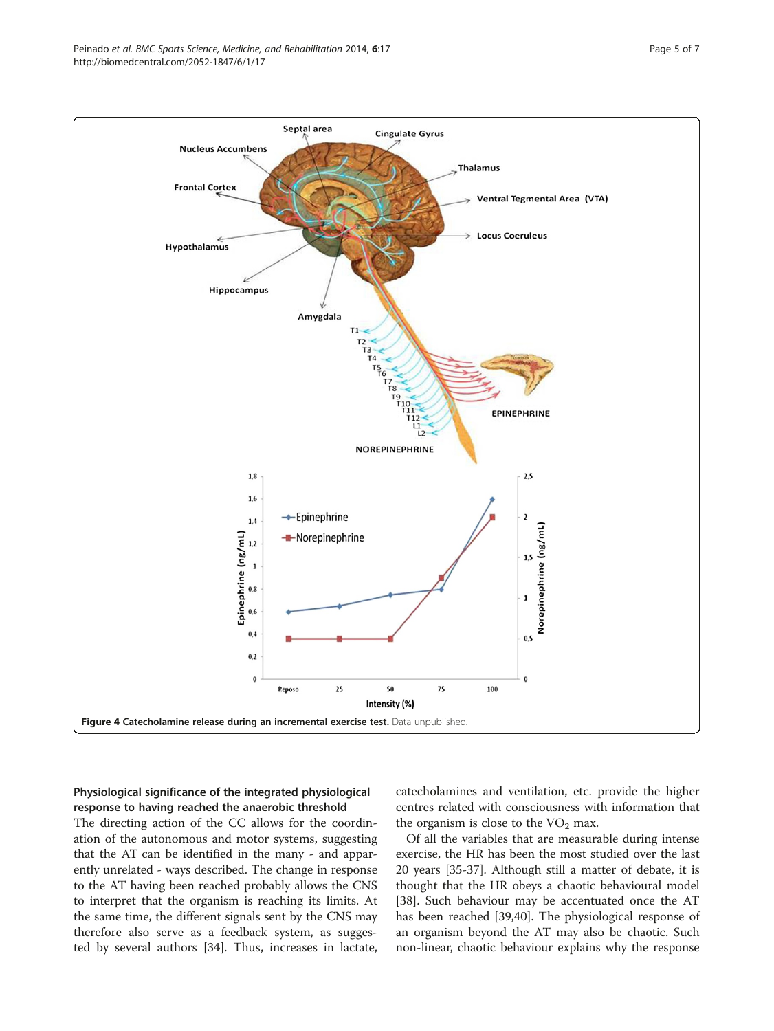**Figure 4 Catecholamine release during an incremental exercise test.** Data unpublished.

### Physiological significance of the integrated physiological response to having reached the anaerobic threshold

The directing action of the CC allows for the coordination of the autonomous and motor systems, suggesting that the AT can be identified in the many - and apparently unrelated - ways described. The change in response to the AT having been reached probably allows the CNS to interpret that the organism is reaching its limits. At the same time, the different signals sent by the CNS may therefore also serve as a feedback system, as suggested by several authors [34]. Thus, increases in lactate, catecholamines and ventilation, etc. provide the higher centres related with consciousness with information that the organism is close to the $VO_2$ max.

Of all the variables that are measurable during intense exercise, the HR has been the most studied over the last 20 years [35-37]. Although still a matter of debate, it is thought that the HR obeys a chaotic behavioural model [38]. Such behaviour may be accentuated once the AT has been reached [39,40]. The physiological response of an organism beyond the AT may also be chaotic. Such non-linear, chaotic behaviour explains why the response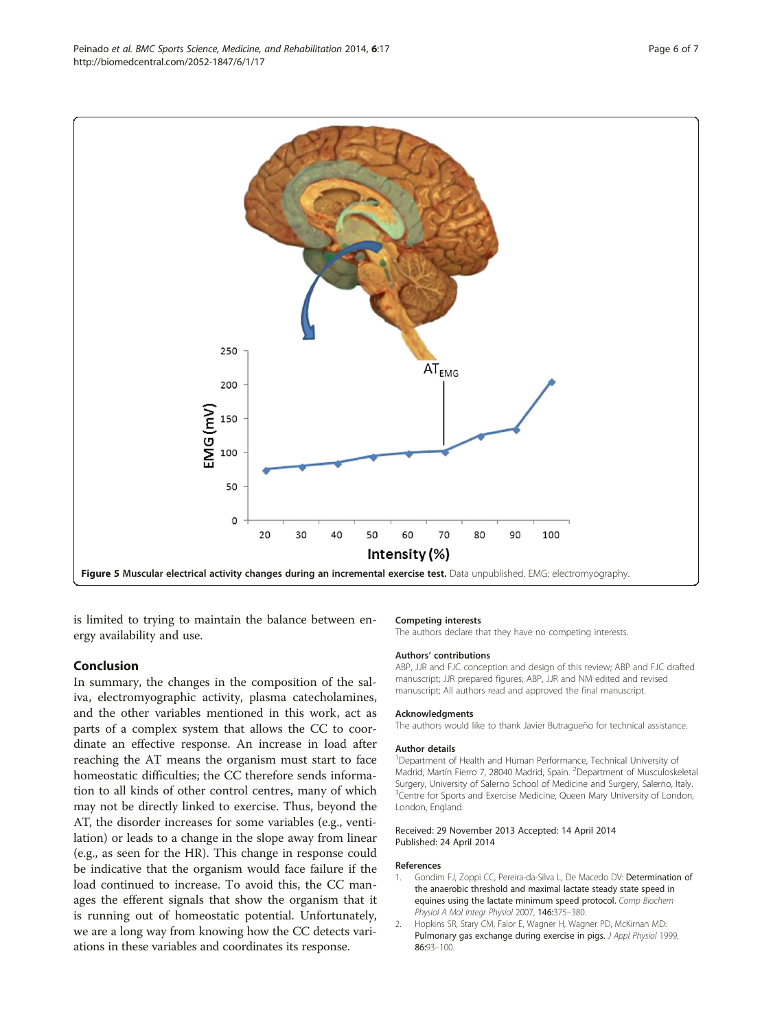Figure 5 Muscular electrical activity changes during an incremental exercise test. Data unpublished. EMG: electromyography.

is limited to trying to maintain the balance between energy availability and use.

## Conclusion

In summary, the changes in the composition of the saliva, electromyographic activity, plasma catecholamines, and the other variables mentioned in this work, act as parts of a complex system that allows the CC to coordinate an effective response. An increase in load after reaching the AT means the organism must start to face homeostatic difficulties; the CC therefore sends information to all kinds of other control centres, many of which may not be directly linked to exercise. Thus, beyond the AT, the disorder increases for some variables (e.g., ventilation) or leads to a change in the slope away from linear (e.g., as seen for the HR). This change in response could be indicative that the organism would face failure if the load continued to increase. To avoid this, the CC manages the efferent signals that show the organism that it is running out of homeostatic potential. Unfortunately, we are a long way from knowing how the CC detects variations in these variables and coordinates its response.

### Competing interests

The authors declare that they have no competing interests.

### Authors' contributions

ABP, JJR and FJC conception and design of this review; ABP and FJC drafted manuscript; JJR prepared figures; ABP, JJR and NM edited and revised manuscript; All authors read and approved the final manuscript.

### Acknowledgments

The authors would like to thank Javier Butragueño for technical assistance.

### Author details

[1]Department of Health and Human Performance, Technical University of Madrid, Martín Fierro 7, 28040 Madrid, Spain. [2]Department of Musculoskeletal Surgery, University of Salerno School of Medicine and Surgery, Salerno, Italy. [3]Centre for Sports and Exercise Medicine, Queen Mary University of London, London, England.

Received: 29 November 2013 Accepted: 14 April 2014
Published: 24 April 2014

### References

1. Gondim FJ, Zoppi CC, Pereira-da-Silva L, De Macedo DV: **Determination of the anaerobic threshold and maximal lactate steady state speed in equines using the lactate minimum speed protocol.** *Comp Biochem Physiol A Mol Integr Physiol* 2007, **146**:375–380.
2. Hopkins SR, Stary CM, Falor E, Wagner H, Wagner PD, McKirnan MD: **Pulmonary gas exchange during exercise in pigs.** *J Appl Physiol* 1999, **86**:93–100.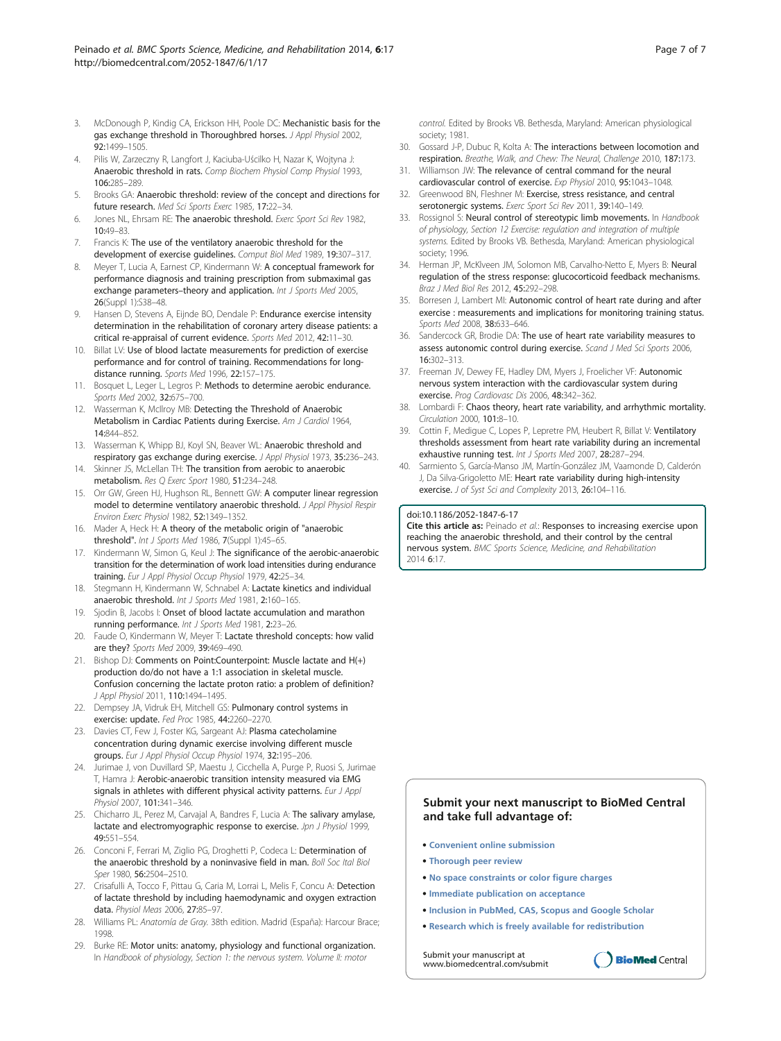3. McDonough P, Kindig CA, Erickson HH, Poole DC: **Mechanistic basis for the gas exchange threshold in Thoroughbred horses.** *J Appl Physiol* 2002, **92:**1499–1505.
4. Pilis W, Zarzeczny R, Langfort J, Kaciuba-Uścilko H, Nazar K, Wojtyna J: **Anaerobic threshold in rats.** *Comp Biochem Physiol Comp Physiol* 1993, **106:**285–289.
5. Brooks GA: **Anaerobic threshold: review of the concept and directions for future research.** *Med Sci Sports Exerc* 1985, **17:**22–34.
6. Jones NL, Ehrsam RE: **The anaerobic threshold.** *Exerc Sport Sci Rev* 1982, **10:**49–83.
7. Francis K: **The use of the ventilatory anaerobic threshold for the development of exercise guidelines.** *Comput Biol Med* 1989, **19:**307–317.
8. Meyer T, Lucia A, Earnest CP, Kindermann W: **A conceptual framework for performance diagnosis and training prescription from submaximal gas exchange parameters–theory and application.** *Int J Sports Med* 2005, **26**(Suppl 1):S38–48.
9. Hansen D, Stevens A, Eijnde BO, Dendale P: **Endurance exercise intensity determination in the rehabilitation of coronary artery disease patients: a critical re-appraisal of current evidence.** *Sports Med* 2012, **42:**11–30.
10. Billat LV: **Use of blood lactate measurements for prediction of exercise performance and for control of training. Recommendations for long-distance running.** *Sports Med* 1996, **22:**157–175.
11. Bosquet L, Leger L, Legros P: **Methods to determine aerobic endurance.** *Sports Med* 2002, **32:**675–700.
12. Wasserman K, McIlroy MB: **Detecting the Threshold of Anaerobic Metabolism in Cardiac Patients during Exercise.** *Am J Cardiol* 1964, **14:**844–852.
13. Wasserman K, Whipp BJ, Koyl SN, Beaver WL: **Anaerobic threshold and respiratory gas exchange during exercise.** *J Appl Physiol* 1973, **35:**236–243.
14. Skinner JS, McLellan TH: **The transition from aerobic to anaerobic metabolism.** *Res Q Exerc Sport* 1980, **51:**234–248.
15. Orr GW, Green HJ, Hughson RL, Bennett GW: **A computer linear regression model to determine ventilatory anaerobic threshold.** *J Appl Physiol Respir Environ Exerc Physiol* 1982, **52:**1349–1352.
16. Mader A, Heck H: **A theory of the metabolic origin of "anaerobic threshold".** *Int J Sports Med* 1986, **7**(Suppl 1):45–65.
17. Kindermann W, Simon G, Keul J: **The significance of the aerobic-anaerobic transition for the determination of work load intensities during endurance training.** *Eur J Appl Physiol Occup Physiol* 1979, **42:**25–34.
18. Stegmann H, Kindermann W, Schnabel A: **Lactate kinetics and individual anaerobic threshold.** *Int J Sports Med* 1981, **2:**160–165.
19. Sjodin B, Jacobs I: **Onset of blood lactate accumulation and marathon running performance.** *Int J Sports Med* 1981, **2:**23–26.
20. Faude O, Kindermann W, Meyer T: **Lactate threshold concepts: how valid are they?** *Sports Med* 2009, **39:**469–490.
21. Bishop DJ: **Comments on Point:Counterpoint: Muscle lactate and H(+) production do/do not have a 1:1 association in skeletal muscle. Confusion concerning the lactate proton ratio: a problem of definition?** *J Appl Physiol* 2011, **110:**1494–1495.
22. Dempsey JA, Vidruk EH, Mitchell GS: **Pulmonary control systems in exercise: update.** *Fed Proc* 1985, **44:**2260–2270.
23. Davies CT, Few J, Foster KG, Sargeant AJ: **Plasma catecholamine concentration during dynamic exercise involving different muscle groups.** *Eur J Appl Physiol Occup Physiol* 1974, **32:**195–206.
24. Jurimae J, von Duvillard SP, Maestu J, Cicchella A, Purge P, Ruosi S, Jurimae T, Hamra J: **Aerobic-anaerobic transition intensity measured via EMG signals in athletes with different physical activity patterns.** *Eur J Appl Physiol* 2007, **101:**341–346.
25. Chicharro JL, Perez M, Carvajal A, Bandres F, Lucia A: **The salivary amylase, lactate and electromyographic response to exercise.** *Jpn J Physiol* 1999, **49:**551–554.
26. Conconi F, Ferrari M, Ziglio PG, Droghetti P, Codeca L: **Determination of the anaerobic threshold by a noninvasive field in man.** *Boll Soc Ital Biol Sper* 1980, **56:**2504–2510.
27. Crisafulli A, Tocco F, Pittau G, Caria M, Lorrai L, Melis F, Concu A: **Detection of lactate threshold by including haemodynamic and oxygen extraction data.** *Physiol Meas* 2006, **27:**85–97.
28. Williams PL: *Anatomía de Gray.* 38th edition. Madrid (España): Harcour Brace; 1998.
29. Burke RE: **Motor units: anatomy, physiology and functional organization.** In *Handbook of physiology, Section 1: the nervous system. Volume II: motor control.* Edited by Brooks VB. Bethesda, Maryland: American physiological society; 1981.
30. Gossard J-P, Dubuc R, Kolta A: **The interactions between locomotion and respiration.** *Breathe, Walk, and Chew: The Neural, Challenge* 2010, **187:**173.
31. Williamson JW: **The relevance of central command for the neural cardiovascular control of exercise.** *Exp Physiol* 2010, **95:**1043–1048.
32. Greenwood BN, Fleshner M: **Exercise, stress resistance, and central serotonergic systems.** *Exerc Sport Sci Rev* 2011, **39:**140–149.
33. Rossignol S: **Neural control of stereotypic limb movements.** In *Handbook of physiology, Section 12 Exercise: regulation and integration of multiple systems.* Edited by Brooks VB. Bethesda, Maryland: American physiological society; 1996.
34. Herman JP, McKlveen JM, Solomon MB, Carvalho-Netto E, Myers B: **Neural regulation of the stress response: glucocorticoid feedback mechanisms.** *Braz J Med Biol Res* 2012, **45:**292–298.
35. Borresen J, Lambert MI: **Autonomic control of heart rate during and after exercise : measurements and implications for monitoring training status.** *Sports Med* 2008, **38:**633–646.
36. Sandercock GR, Brodie DA: **The use of heart rate variability measures to assess autonomic control during exercise.** *Scand J Med Sci Sports* 2006, **16:**302–313.
37. Freeman JV, Dewey FE, Hadley DM, Myers J, Froelicher VF: **Autonomic nervous system interaction with the cardiovascular system during exercise.** *Prog Cardiovasc Dis* 2006, **48:**342–362.
38. Lombardi F: **Chaos theory, heart rate variability, and arrhythmic mortality.** *Circulation* 2000, **101:**8–10.
39. Cottin F, Medigue C, Lopes P, Lepretre PM, Heubert R, Billat V: **Ventilatory thresholds assessment from heart rate variability during an incremental exhaustive running test.** *Int J Sports Med* 2007, **28:**287–294.
40. Sarmiento S, García-Manso JM, Martín-González JM, Vaamonde D, Calderón J, Da Silva-Grigoletto ME: **Heart rate variability during high-intensity exercise.** *J of Syst Sci and Complexity* 2013, **26:**104–116.

doi:10.1186/2052-1847-6-17

**Cite this article as:** Peinado *et al.*: Responses to increasing exercise upon reaching the anaerobic threshold, and their control by the central nervous system. *BMC Sports Science, Medicine, and Rehabilitation* 2014 **6**:17.

**Submit your next manuscript to BioMed Central and take full advantage of:**

- **Convenient online submission**
- **Thorough peer review**
- **No space constraints or color figure charges**
- **Immediate publication on acceptance**
- **Inclusion in PubMed, CAS, Scopus and Google Scholar**
- **Research which is freely available for redistribution**

Submit your manuscript at
www.biomedcentral.com/submit